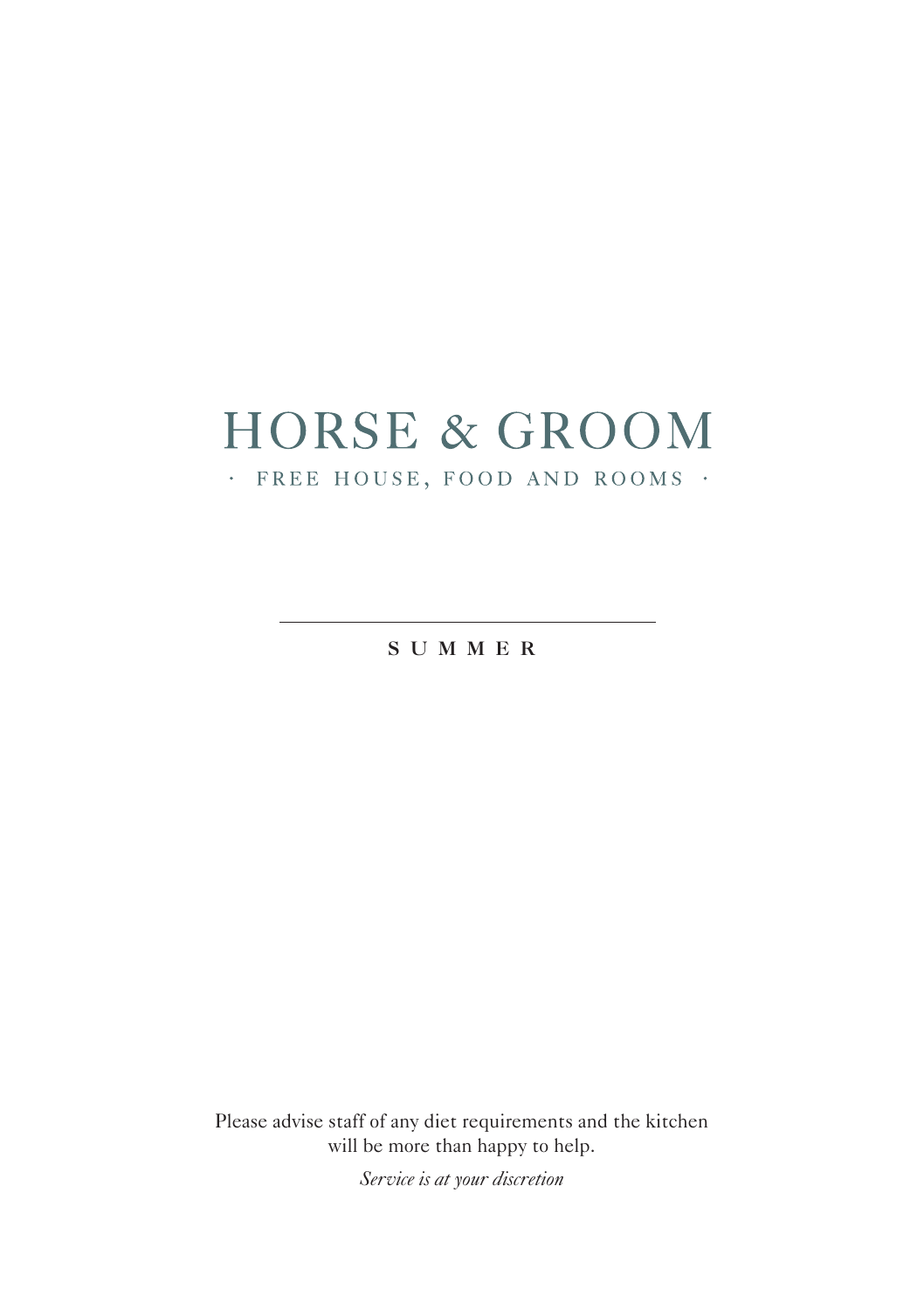# HORSE & GROOM

· FREE HOUSE, FOOD AND ROOMS ·

---

## SUMMER

Please advise staff of any diet requirements and the kitchen will be more than happy to help.

*Service is at your discretion*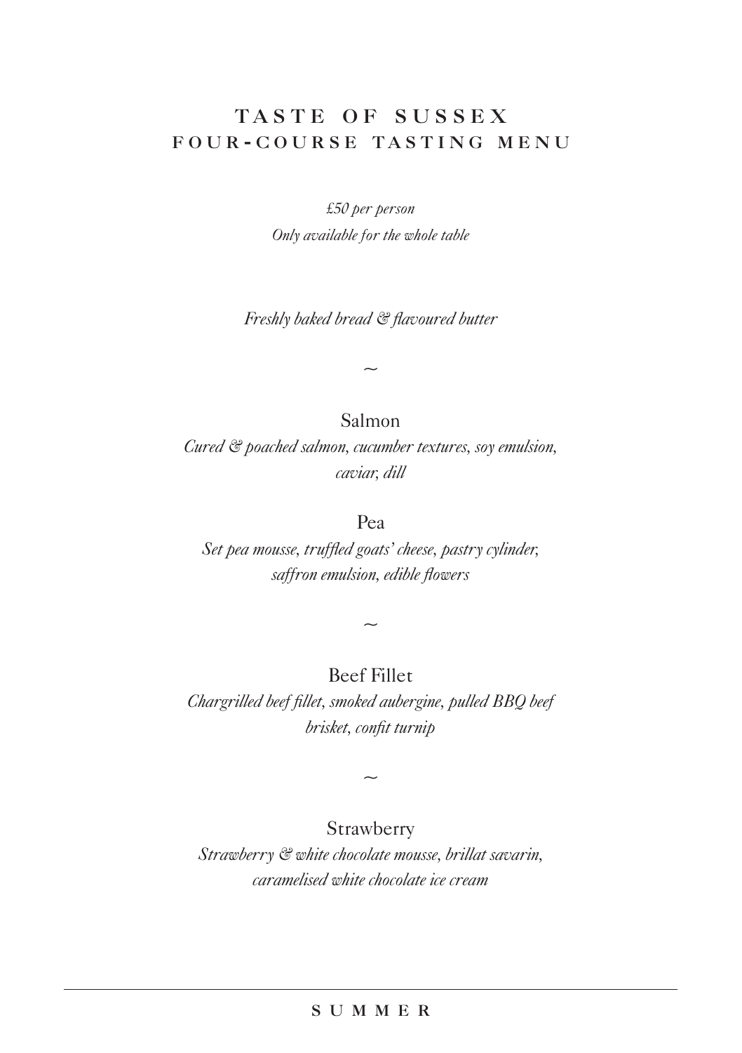# TASTE OF SUSSEX
## FOUR-COURSE TASTING MENU

*£50 per person*
*Only available for the whole table*

*Freshly baked bread & flavoured butter*

~

Salmon
*Cured & poached salmon, cucumber textures, soy emulsion, caviar, dill*

Pea
*Set pea mousse, truffled goats' cheese, pastry cylinder, saffron emulsion, edible flowers*

~

Beef Fillet
*Chargrilled beef fillet, smoked aubergine, pulled BBQ beef brisket, confit turnip*

~

Strawberry
*Strawberry & white chocolate mousse, brillat savarin, caramelised white chocolate ice cream*

SUMMER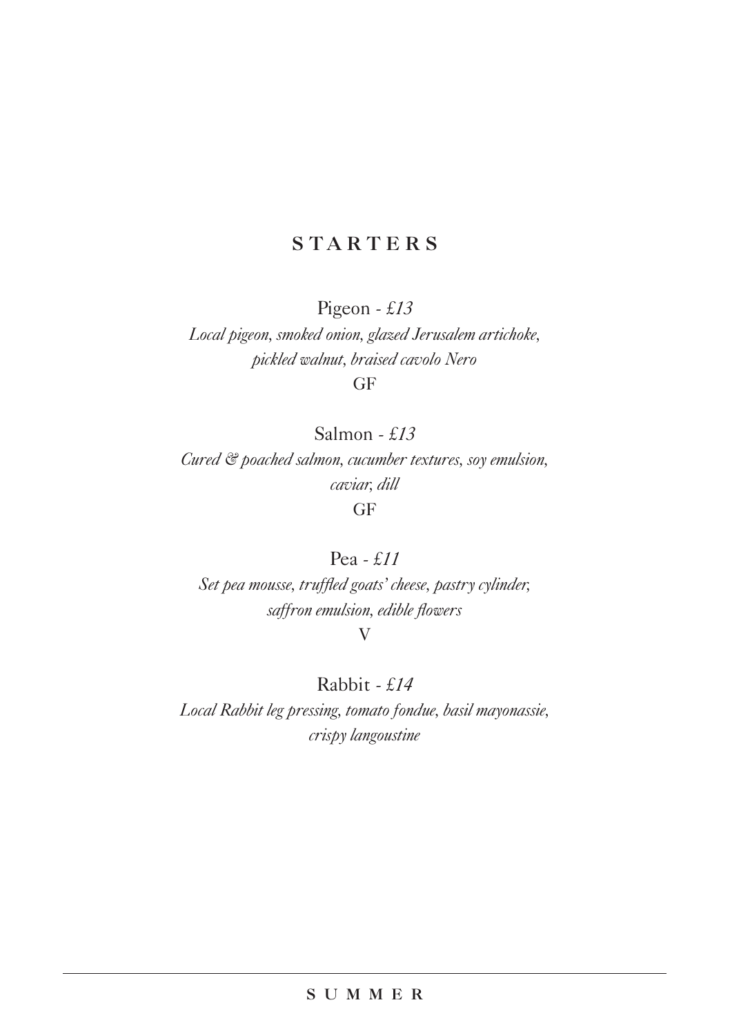## STARTERS

Pigeon - *£13*

*Local pigeon, smoked onion, glazed Jerusalem artichoke, pickled walnut, braised cavolo Nero*

GF

Salmon - *£13*

*Cured & poached salmon, cucumber textures, soy emulsion, caviar, dill*

GF

Pea - *£11*

*Set pea mousse, truffled goats' cheese, pastry cylinder, saffron emulsion, edible flowers*

V

Rabbit - *£14*

*Local Rabbit leg pressing, tomato fondue, basil mayonassie, crispy langoustine*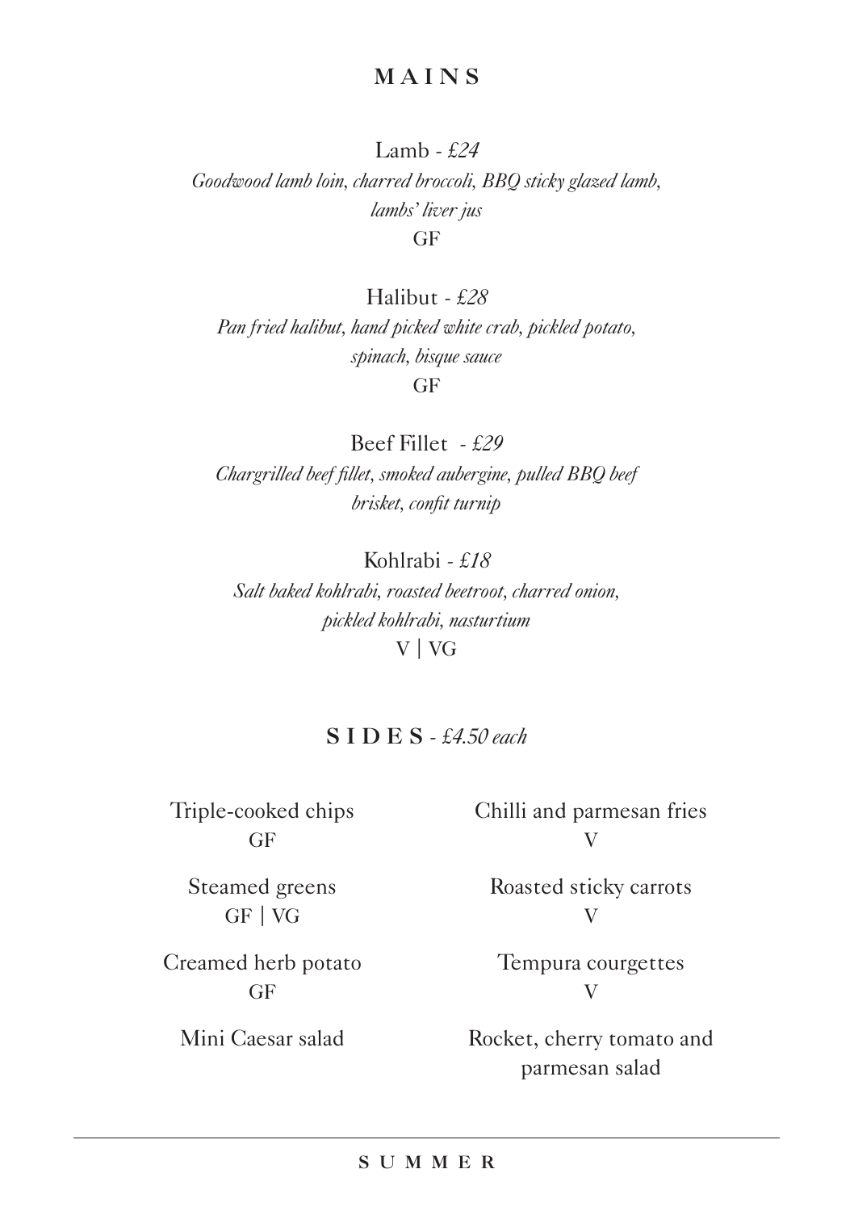## MAINS

Lamb - *£24*

*Goodwood lamb loin, charred broccoli, BBQ sticky glazed lamb, lambs' liver jus*

GF

Halibut - *£28*

*Pan fried halibut, hand picked white crab, pickled potato, spinach, bisque sauce*

GF

Beef Fillet - *£29*

*Chargrilled beef fillet, smoked aubergine, pulled BBQ beef brisket, confit turnip*

Kohlrabi - *£18*

*Salt baked kohlrabi, roasted beetroot, charred onion, pickled kohlrabi, nasturtium*

V | VG

## SIDES - *£4.50 each*

Triple-cooked chips
GF

Steamed greens
GF | VG

Creamed herb potato
GF

Mini Caesar salad

Chilli and parmesan fries
V

Roasted sticky carrots
V

Tempura courgettes
V

Rocket, cherry tomato and parmesan salad

---

SUMMER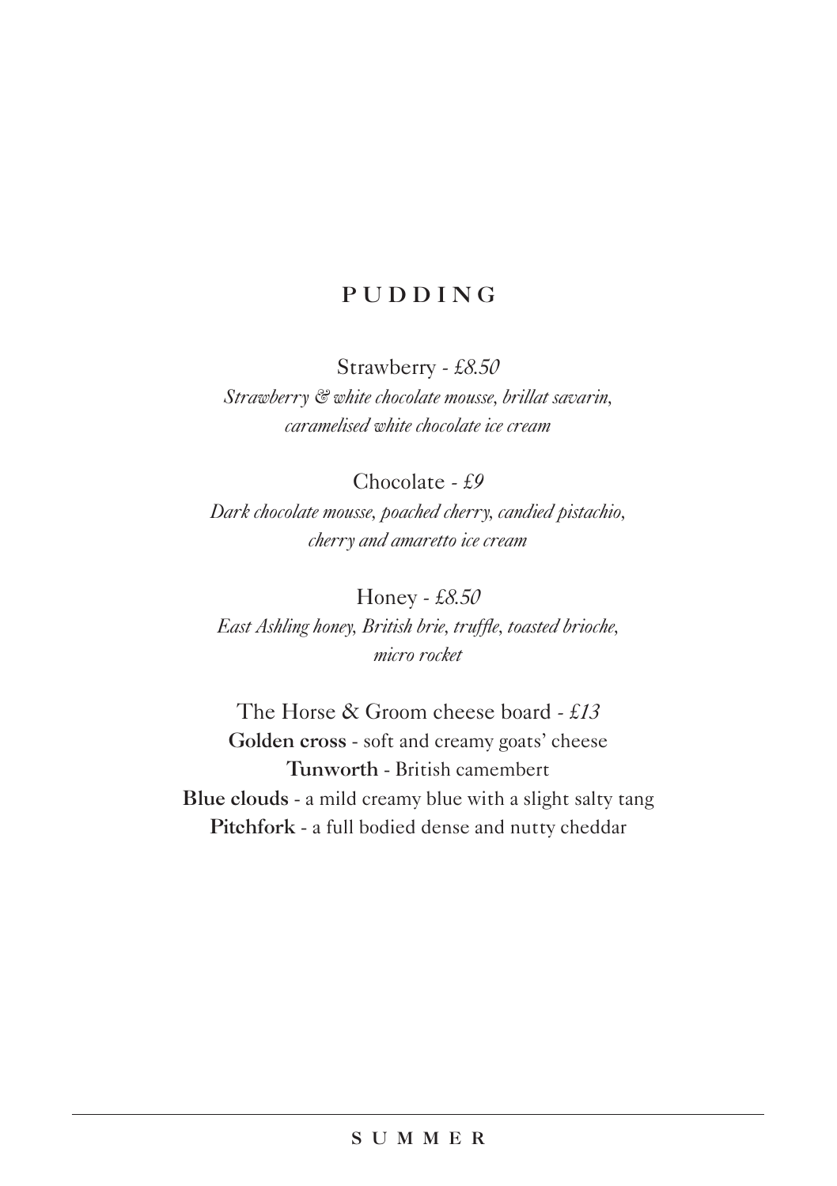## PUDDING

Strawberry - *£8.50*

*Strawberry & white chocolate mousse, brillat savarin, caramelised white chocolate ice cream*

Chocolate - *£9*

*Dark chocolate mousse, poached cherry, candied pistachio, cherry and amaretto ice cream*

Honey - *£8.50*

*East Ashling honey, British brie, truffle, toasted brioche, micro rocket*

The Horse & Groom cheese board - *£13*

**Golden cross** - soft and creamy goats' cheese

**Tunworth** - British camembert

**Blue clouds** - a mild creamy blue with a slight salty tang

**Pitchfork** - a full bodied dense and nutty cheddar